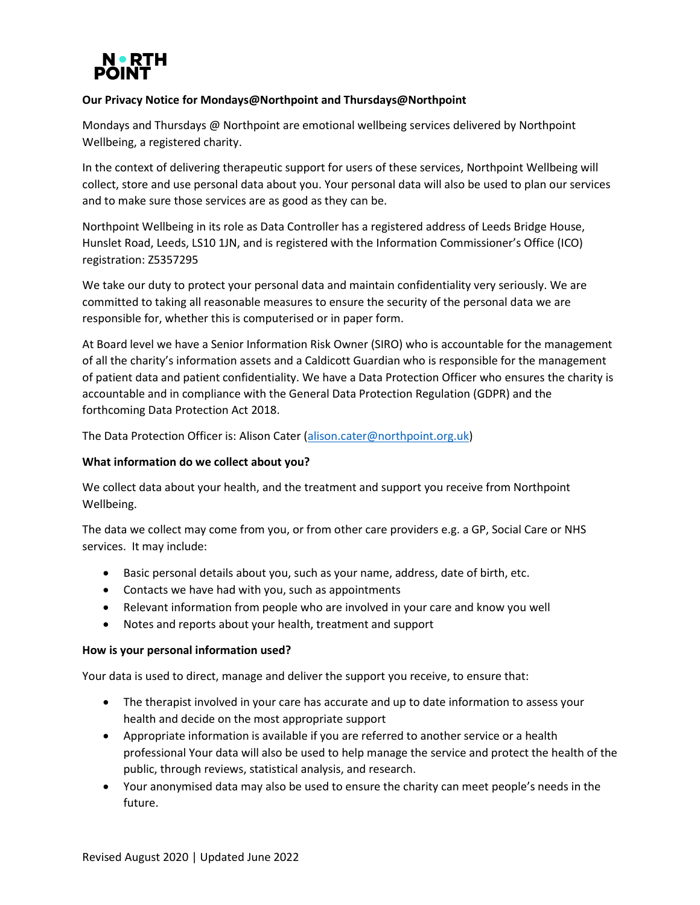**NORTH POINT**

**Our Privacy Notice for Mondays@Northpoint and Thursdays@Northpoint**

Mondays and Thursdays @ Northpoint are emotional wellbeing services delivered by Northpoint Wellbeing, a registered charity.

In the context of delivering therapeutic support for users of these services, Northpoint Wellbeing will collect, store and use personal data about you. Your personal data will also be used to plan our services and to make sure those services are as good as they can be.

Northpoint Wellbeing in its role as Data Controller has a registered address of Leeds Bridge House, Hunslet Road, Leeds, LS10 1JN, and is registered with the Information Commissioner's Office (ICO) registration: Z5357295

We take our duty to protect your personal data and maintain confidentiality very seriously. We are committed to taking all reasonable measures to ensure the security of the personal data we are responsible for, whether this is computerised or in paper form.

At Board level we have a Senior Information Risk Owner (SIRO) who is accountable for the management of all the charity's information assets and a Caldicott Guardian who is responsible for the management of patient data and patient confidentiality. We have a Data Protection Officer who ensures the charity is accountable and in compliance with the General Data Protection Regulation (GDPR) and the forthcoming Data Protection Act 2018.

The Data Protection Officer is: Alison Cater (alison.cater@northpoint.org.uk)

**What information do we collect about you?**

We collect data about your health, and the treatment and support you receive from Northpoint Wellbeing.

The data we collect may come from you, or from other care providers e.g. a GP, Social Care or NHS services. It may include:

- Basic personal details about you, such as your name, address, date of birth, etc.
- Contacts we have had with you, such as appointments
- Relevant information from people who are involved in your care and know you well
- Notes and reports about your health, treatment and support

**How is your personal information used?**

Your data is used to direct, manage and deliver the support you receive, to ensure that:

- The therapist involved in your care has accurate and up to date information to assess your health and decide on the most appropriate support
- Appropriate information is available if you are referred to another service or a health professional Your data will also be used to help manage the service and protect the health of the public, through reviews, statistical analysis, and research.
- Your anonymised data may also be used to ensure the charity can meet people's needs in the future.

Revised August 2020 | Updated June 2022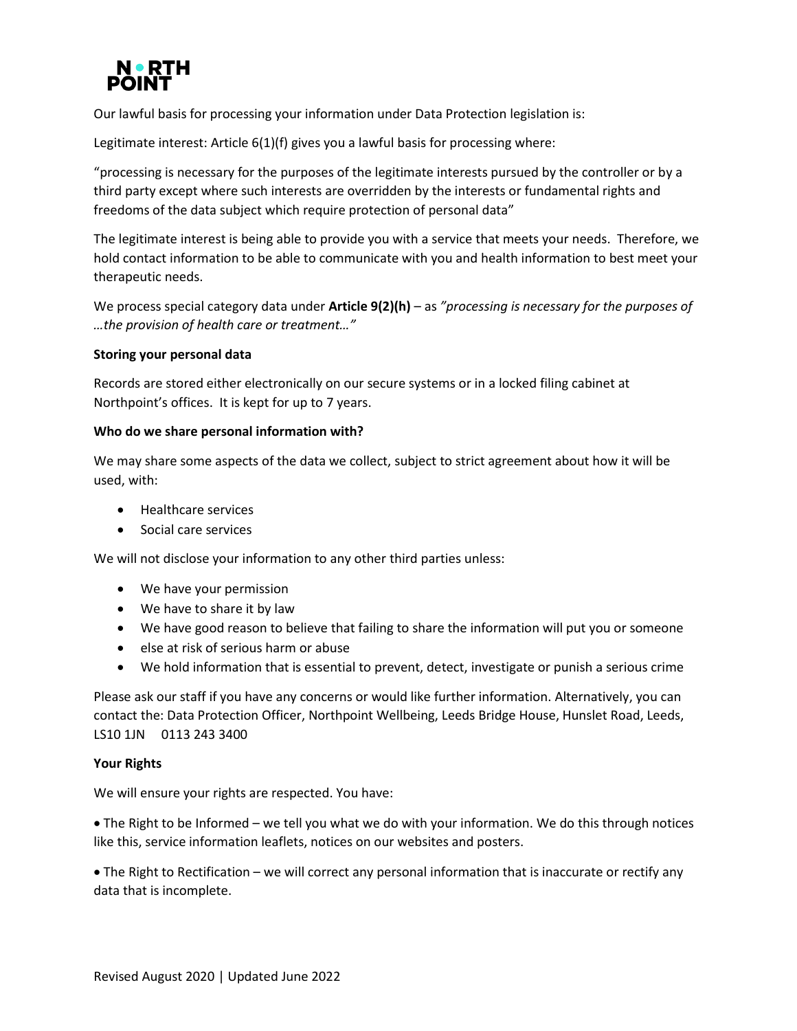Our lawful basis for processing your information under Data Protection legislation is:

Legitimate interest: Article 6(1)(f) gives you a lawful basis for processing where:

"processing is necessary for the purposes of the legitimate interests pursued by the controller or by a third party except where such interests are overridden by the interests or fundamental rights and freedoms of the data subject which require protection of personal data"

The legitimate interest is being able to provide you with a service that meets your needs. Therefore, we hold contact information to be able to communicate with you and health information to best meet your therapeutic needs.

We process special category data under **Article 9(2)(h)** – as *"processing is necessary for the purposes of …the provision of health care or treatment…"*

**Storing your personal data**

Records are stored either electronically on our secure systems or in a locked filing cabinet at Northpoint's offices. It is kept for up to 7 years.

**Who do we share personal information with?**

We may share some aspects of the data we collect, subject to strict agreement about how it will be used, with:

- Healthcare services
- Social care services

We will not disclose your information to any other third parties unless:

- We have your permission
- We have to share it by law
- We have good reason to believe that failing to share the information will put you or someone
- else at risk of serious harm or abuse
- We hold information that is essential to prevent, detect, investigate or punish a serious crime

Please ask our staff if you have any concerns or would like further information. Alternatively, you can contact the: Data Protection Officer, Northpoint Wellbeing, Leeds Bridge House, Hunslet Road, Leeds, LS10 1JN 0113 243 3400

**Your Rights**

We will ensure your rights are respected. You have:

- The Right to be Informed – we tell you what we do with your information. We do this through notices like this, service information leaflets, notices on our websites and posters.

- The Right to Rectification – we will correct any personal information that is inaccurate or rectify any data that is incomplete.

Revised August 2020 | Updated June 2022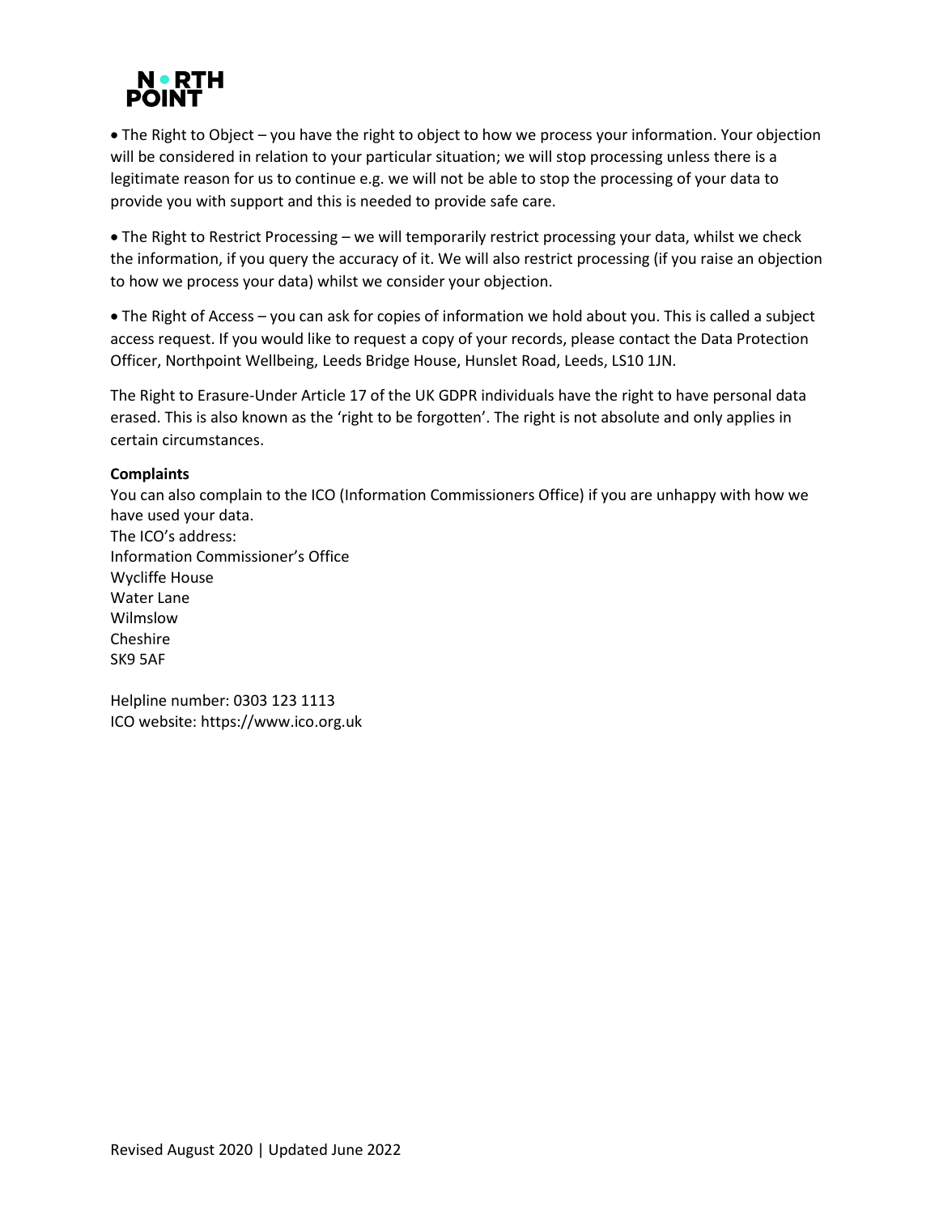- The Right to Object – you have the right to object to how we process your information. Your objection will be considered in relation to your particular situation; we will stop processing unless there is a legitimate reason for us to continue e.g. we will not be able to stop the processing of your data to provide you with support and this is needed to provide safe care.

- The Right to Restrict Processing – we will temporarily restrict processing your data, whilst we check the information, if you query the accuracy of it. We will also restrict processing (if you raise an objection to how we process your data) whilst we consider your objection.

- The Right of Access – you can ask for copies of information we hold about you. This is called a subject access request. If you would like to request a copy of your records, please contact the Data Protection Officer, Northpoint Wellbeing, Leeds Bridge House, Hunslet Road, Leeds, LS10 1JN.

The Right to Erasure-Under Article 17 of the UK GDPR individuals have the right to have personal data erased. This is also known as the 'right to be forgotten'. The right is not absolute and only applies in certain circumstances.

**Complaints**

You can also complain to the ICO (Information Commissioners Office) if you are unhappy with how we have used your data.
The ICO's address:
Information Commissioner's Office
Wycliffe House
Water Lane
Wilmslow
Cheshire
SK9 5AF

Helpline number: 0303 123 1113
ICO website: https://www.ico.org.uk

Revised August 2020 | Updated June 2022